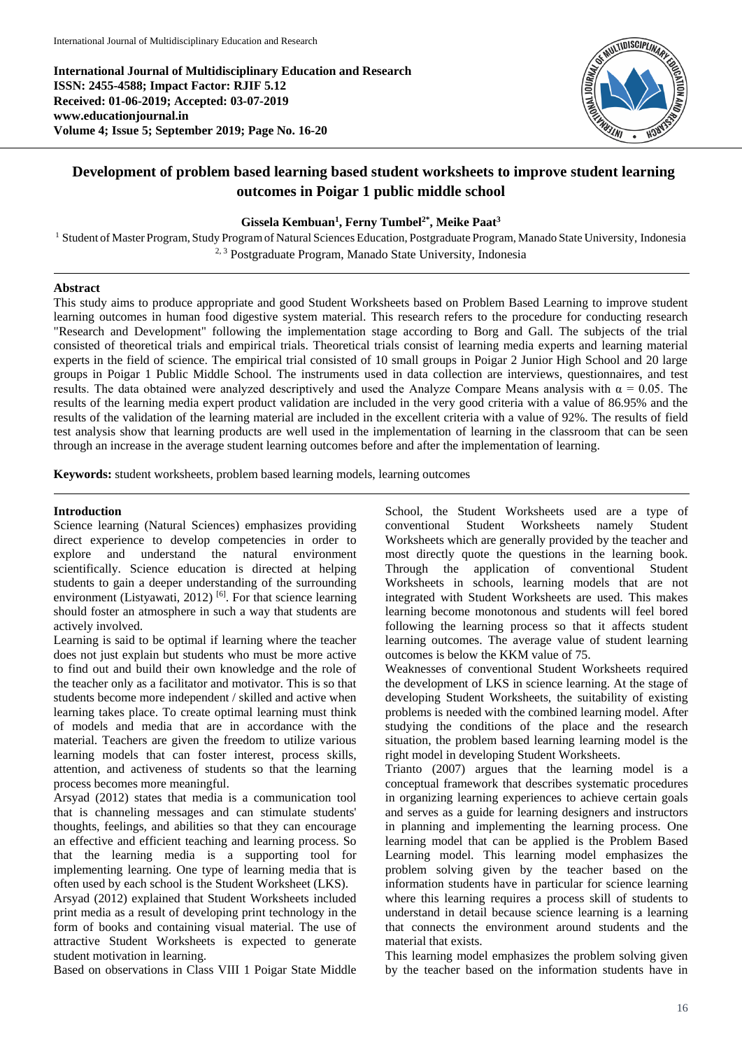International Journal of Multidisciplinary Education and Research
ISSN: 2455-4588; Impact Factor: RJIF 5.12
Received: 01-06-2019; Accepted: 03-07-2019
www.educationjournal.in
Volume 4; Issue 5; September 2019; Page No. 16-20

# Development of problem based learning based student worksheets to improve student learning outcomes in Poigar 1 public middle school

**Gissela Kembuan[1], Ferny Tumbel[2*], Meike Paat[3]**

[1] Student of Master Program, Study Program of Natural Sciences Education, Postgraduate Program, Manado State University, Indonesia
[2, 3] Postgraduate Program, Manado State University, Indonesia

## Abstract

This study aims to produce appropriate and good Student Worksheets based on Problem Based Learning to improve student learning outcomes in human food digestive system material. This research refers to the procedure for conducting research "Research and Development" following the implementation stage according to Borg and Gall. The subjects of the trial consisted of theoretical trials and empirical trials. Theoretical trials consist of learning media experts and learning material experts in the field of science. The empirical trial consisted of 10 small groups in Poigar 2 Junior High School and 20 large groups in Poigar 1 Public Middle School. The instruments used in data collection are interviews, questionnaires, and test results. The data obtained were analyzed descriptively and used the Analyze Compare Means analysis with $\alpha = 0.05$. The results of the learning media expert product validation are included in the very good criteria with a value of 86.95% and the results of the validation of the learning material are included in the excellent criteria with a value of 92%. The results of field test analysis show that learning products are well used in the implementation of learning in the classroom that can be seen through an increase in the average student learning outcomes before and after the implementation of learning.

**Keywords:** student worksheets, problem based learning models, learning outcomes

## Introduction

Science learning (Natural Sciences) emphasizes providing direct experience to develop competencies in order to explore and understand the natural environment scientifically. Science education is directed at helping students to gain a deeper understanding of the surrounding environment (Listyawati, 2012) [6]. For that science learning should foster an atmosphere in such a way that students are actively involved.

Learning is said to be optimal if learning where the teacher does not just explain but students who must be more active to find out and build their own knowledge and the role of the teacher only as a facilitator and motivator. This is so that students become more independent / skilled and active when learning takes place. To create optimal learning must think of models and media that are in accordance with the material. Teachers are given the freedom to utilize various learning models that can foster interest, process skills, attention, and activeness of students so that the learning process becomes more meaningful.

Arsyad (2012) states that media is a communication tool that is channeling messages and can stimulate students' thoughts, feelings, and abilities so that they can encourage an effective and efficient teaching and learning process. So that the learning media is a supporting tool for implementing learning. One type of learning media that is often used by each school is the Student Worksheet (LKS).

Arsyad (2012) explained that Student Worksheets included print media as a result of developing print technology in the form of books and containing visual material. The use of attractive Student Worksheets is expected to generate student motivation in learning.

Based on observations in Class VIII 1 Poigar State Middle School, the Student Worksheets used are a type of conventional Student Worksheets namely Student Worksheets which are generally provided by the teacher and most directly quote the questions in the learning book. Through the application of conventional Student Worksheets in schools, learning models that are not integrated with Student Worksheets are used. This makes learning become monotonous and students will feel bored following the learning process so that it affects student learning outcomes. The average value of student learning outcomes is below the KKM value of 75.

Weaknesses of conventional Student Worksheets required the development of LKS in science learning. At the stage of developing Student Worksheets, the suitability of existing problems is needed with the combined learning model. After studying the conditions of the place and the research situation, the problem based learning learning model is the right model in developing Student Worksheets.

Trianto (2007) argues that the learning model is a conceptual framework that describes systematic procedures in organizing learning experiences to achieve certain goals and serves as a guide for learning designers and instructors in planning and implementing the learning process. One learning model that can be applied is the Problem Based Learning model. This learning model emphasizes the problem solving given by the teacher based on the information students have in particular for science learning where this learning requires a process skill of students to understand in detail because science learning is a learning that connects the environment around students and the material that exists.

This learning model emphasizes the problem solving given by the teacher based on the information students have in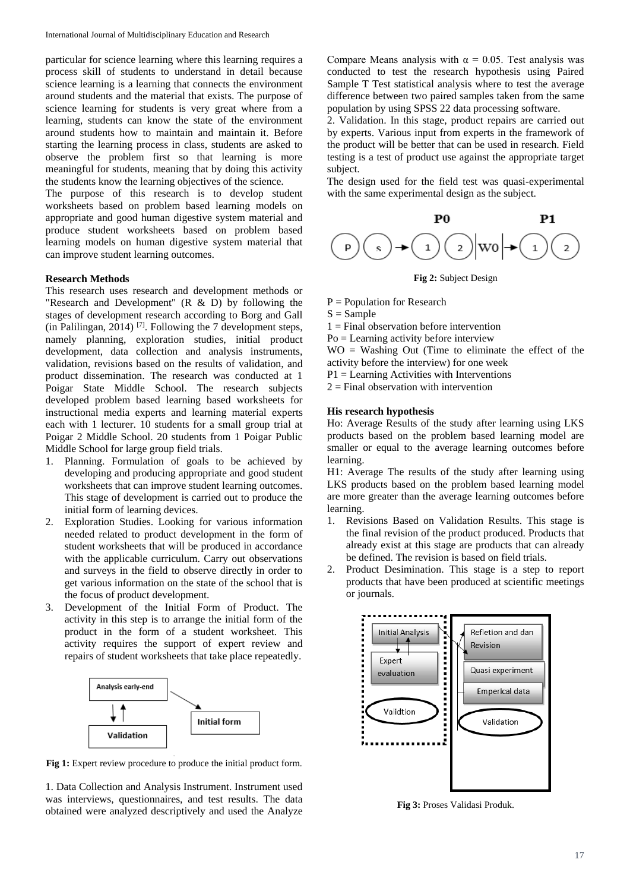particular for science learning where this learning requires a process skill of students to understand in detail because science learning is a learning that connects the environment around students and the material that exists. The purpose of science learning for students is very great where from a learning, students can know the state of the environment around students how to maintain and maintain it. Before starting the learning process in class, students are asked to observe the problem first so that learning is more meaningful for students, meaning that by doing this activity the students know the learning objectives of the science.

The purpose of this research is to develop student worksheets based on problem based learning models on appropriate and good human digestive system material and produce student worksheets based on problem based learning models on human digestive system material that can improve student learning outcomes.

## Research Methods

This research uses research and development methods or "Research and Development" (R & D) by following the stages of development research according to Borg and Gall (in Palilingan, 2014) [7]. Following the 7 development steps, namely planning, exploration studies, initial product development, data collection and analysis instruments, validation, revisions based on the results of validation, and product dissemination. The research was conducted at 1 Poigar State Middle School. The research subjects developed problem based learning based worksheets for instructional media experts and learning material experts each with 1 lecturer. 10 students for a small group trial at Poigar 2 Middle School. 20 students from 1 Poigar Public Middle School for large group field trials.

1. Planning. Formulation of goals to be achieved by developing and producing appropriate and good student worksheets that can improve student learning outcomes. This stage of development is carried out to produce the initial form of learning devices.
2. Exploration Studies. Looking for various information needed related to product development in the form of student worksheets that will be produced in accordance with the applicable curriculum. Carry out observations and surveys in the field to observe directly in order to get various information on the state of the school that is the focus of product development.
3. Development of the Initial Form of Product. The activity in this step is to arrange the initial form of the product in the form of a student worksheet. This activity requires the support of expert review and repairs of student worksheets that take place repeatedly.

**Fig 1:** Expert review procedure to produce the initial product form.

1. Data Collection and Analysis Instrument. Instrument used was interviews, questionnaires, and test results. The data obtained were analyzed descriptively and used the Analyze Compare Means analysis with $\alpha = 0.05$. Test analysis was conducted to test the research hypothesis using Paired Sample T Test statistical analysis where to test the average difference between two paired samples taken from the same population by using SPSS 22 data processing software.

2. Validation. In this stage, product repairs are carried out by experts. Various input from experts in the framework of the product will be better that can be used in research. Field testing is a test of product use against the appropriate target subject.

The design used for the field test was quasi-experimental with the same experimental design as the subject.

**Fig 2:** Subject Design

P = Population for Research
S = Sample
1 = Final observation before intervention
Po = Learning activity before interview
WO = Washing Out (Time to eliminate the effect of the activity before the interview) for one week
P1 = Learning Activities with Interventions
2 = Final observation with intervention

### His research hypothesis

Ho: Average Results of the study after learning using LKS products based on the problem based learning model are smaller or equal to the average learning outcomes before learning.

H1: Average The results of the study after learning using LKS products based on the problem based learning model are more greater than the average learning outcomes before learning.

1. Revisions Based on Validation Results. This stage is the final revision of the product produced. Products that already exist at this stage are products that can already be defined. The revision is based on field trials.
2. Product Desimination. This stage is a step to report products that have been produced at scientific meetings or journals.

**Fig 3:** Proses Validasi Produk.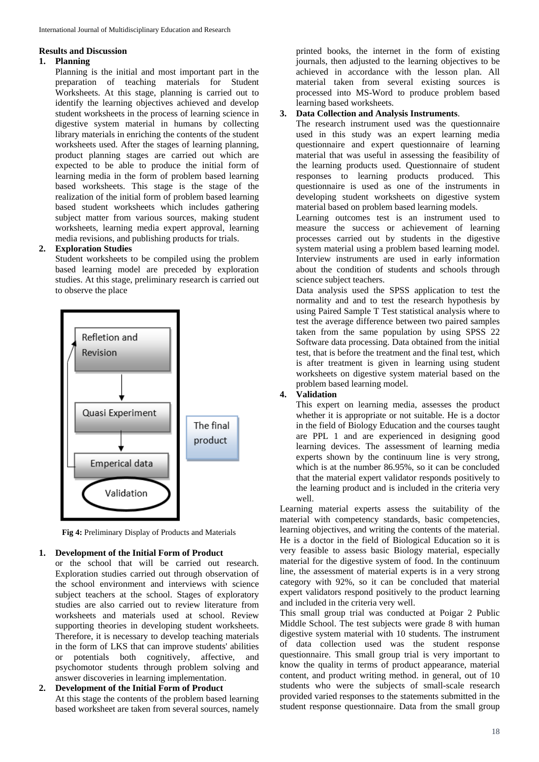## Results and Discussion

### 1. Planning

Planning is the initial and most important part in the preparation of teaching materials for Student Worksheets. At this stage, planning is carried out to identify the learning objectives achieved and develop student worksheets in the process of learning science in digestive system material in humans by collecting library materials in enriching the contents of the student worksheets used. After the stages of learning planning, product planning stages are carried out which are expected to be able to produce the initial form of learning media in the form of problem based learning based worksheets. This stage is the stage of the realization of the initial form of problem based learning based student worksheets which includes gathering subject matter from various sources, making student worksheets, learning media expert approval, learning media revisions, and publishing products for trials.

### 2. Exploration Studies

Student worksheets to be compiled using the problem based learning model are preceded by exploration studies. At this stage, preliminary research is carried out to observe the place

Refletion and Revision → Quasi Experiment → Emperical data → Validation; The final product

**Fig 4:** Preliminary Display of Products and Materials

### 1. Development of the Initial Form of Product

or the school that will be carried out research. Exploration studies carried out through observation of the school environment and interviews with science subject teachers at the school. Stages of exploratory studies are also carried out to review literature from worksheets and materials used at school. Review supporting theories in developing student worksheets. Therefore, it is necessary to develop teaching materials in the form of LKS that can improve students' abilities or potentials both cognitively, affective, and psychomotor students through problem solving and answer discoveries in learning implementation.

### 2. Development of the Initial Form of Product

At this stage the contents of the problem based learning based worksheet are taken from several sources, namely printed books, the internet in the form of existing journals, then adjusted to the learning objectives to be achieved in accordance with the lesson plan. All material taken from several existing sources is processed into MS-Word to produce problem based learning based worksheets.

### 3. Data Collection and Analysis Instruments.

The research instrument used was the questionnaire used in this study was an expert learning media questionnaire and expert questionnaire of learning material that was useful in assessing the feasibility of the learning products used. Questionnaire of student responses to learning products produced. This questionnaire is used as one of the instruments in developing student worksheets on digestive system material based on problem based learning models.

Learning outcomes test is an instrument used to measure the success or achievement of learning processes carried out by students in the digestive system material using a problem based learning model. Interview instruments are used in early information about the condition of students and schools through science subject teachers.

Data analysis used the SPSS application to test the normality and and to test the research hypothesis by using Paired Sample T Test statistical analysis where to test the average difference between two paired samples taken from the same population by using SPSS 22 Software data processing. Data obtained from the initial test, that is before the treatment and the final test, which is after treatment is given in learning using student worksheets on digestive system material based on the problem based learning model.

### 4. Validation

This expert on learning media, assesses the product whether it is appropriate or not suitable. He is a doctor in the field of Biology Education and the courses taught are PPL 1 and are experienced in designing good learning devices. The assessment of learning media experts shown by the continuum line is very strong, which is at the number 86.95%, so it can be concluded that the material expert validator responds positively to the learning product and is included in the criteria very well.

Learning material experts assess the suitability of the material with competency standards, basic competencies, learning objectives, and writing the contents of the material. He is a doctor in the field of Biological Education so it is very feasible to assess basic Biology material, especially material for the digestive system of food. In the continuum line, the assessment of material experts is in a very strong category with 92%, so it can be concluded that material expert validators respond positively to the product learning and included in the criteria very well.

This small group trial was conducted at Poigar 2 Public Middle School. The test subjects were grade 8 with human digestive system material with 10 students. The instrument of data collection used was the student response questionnaire. This small group trial is very important to know the quality in terms of product appearance, material content, and product writing method. in general, out of 10 students who were the subjects of small-scale research provided varied responses to the statements submitted in the student response questionnaire. Data from the small group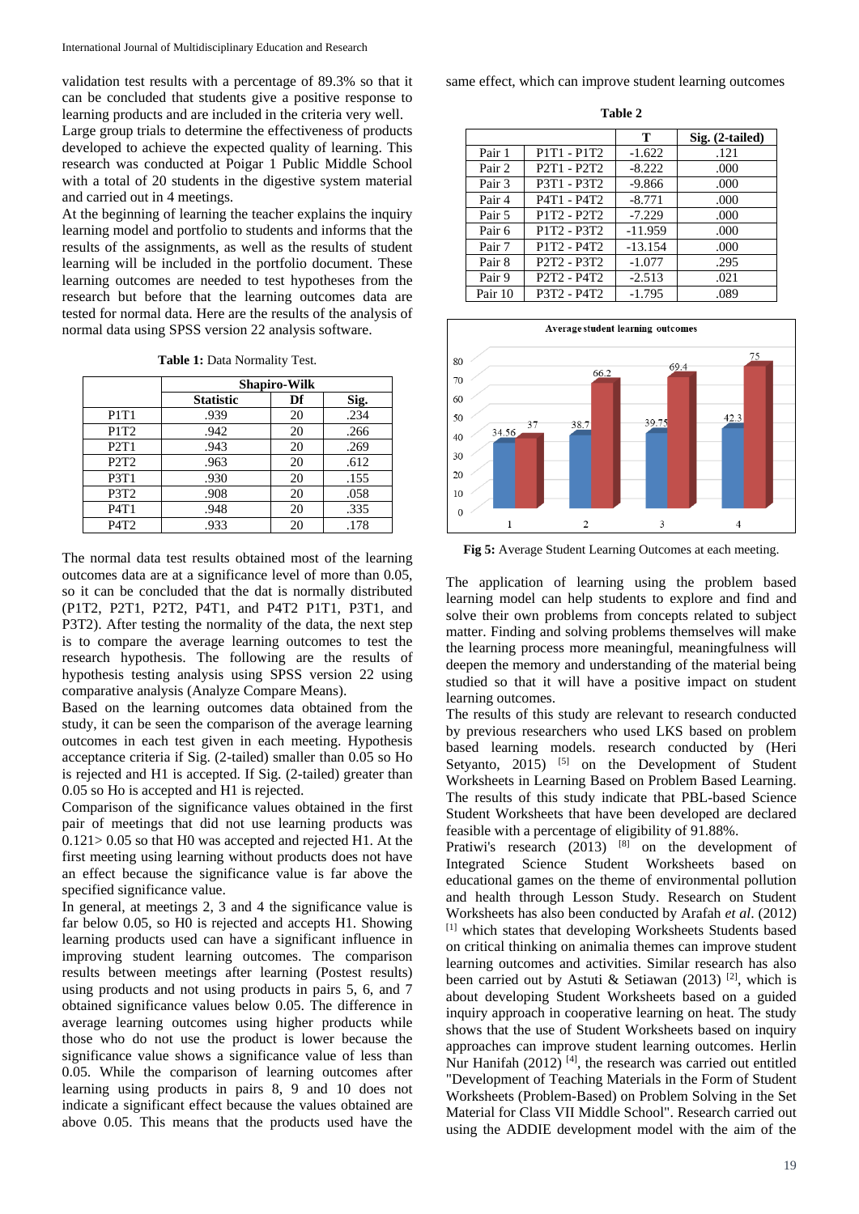validation test results with a percentage of 89.3% so that it can be concluded that students give a positive response to learning products and are included in the criteria very well.

Large group trials to determine the effectiveness of products developed to achieve the expected quality of learning. This research was conducted at Poigar 1 Public Middle School with a total of 20 students in the digestive system material and carried out in 4 meetings.

At the beginning of learning the teacher explains the inquiry learning model and portfolio to students and informs that the results of the assignments, as well as the results of student learning will be included in the portfolio document. These learning outcomes are needed to test hypotheses from the research but before that the learning outcomes data are tested for normal data. Here are the results of the analysis of normal data using SPSS version 22 analysis software.

**Table 1:** Data Normality Test.

| | Shapiro-Wilk | | |
|---|---|---|---|
| | Statistic | Df | Sig. |
| P1T1 | .939 | 20 | .234 |
| P1T2 | .942 | 20 | .266 |
| P2T1 | .943 | 20 | .269 |
| P2T2 | .963 | 20 | .612 |
| P3T1 | .930 | 20 | .155 |
| P3T2 | .908 | 20 | .058 |
| P4T1 | .948 | 20 | .335 |
| P4T2 | .933 | 20 | .178 |

The normal data test results obtained most of the learning outcomes data are at a significance level of more than 0.05, so it can be concluded that the dat is normally distributed (P1T2, P2T1, P2T2, P4T1, and P4T2 P1T1, P3T1, and P3T2). After testing the normality of the data, the next step is to compare the average learning outcomes to test the research hypothesis. The following are the results of hypothesis testing analysis using SPSS version 22 using comparative analysis (Analyze Compare Means).

Based on the learning outcomes data obtained from the study, it can be seen the comparison of the average learning outcomes in each test given in each meeting. Hypothesis acceptance criteria if Sig. (2-tailed) smaller than 0.05 so Ho is rejected and H1 is accepted. If Sig. (2-tailed) greater than 0.05 so Ho is accepted and H1 is rejected.

Comparison of the significance values obtained in the first pair of meetings that did not use learning products was 0.121> 0.05 so that H0 was accepted and rejected H1. At the first meeting using learning without products does not have an effect because the significance value is far above the specified significance value.

In general, at meetings 2, 3 and 4 the significance value is far below 0.05, so H0 is rejected and accepts H1. Showing learning products used can have a significant influence in improving student learning outcomes. The comparison results between meetings after learning (Postest results) using products and not using products in pairs 5, 6, and 7 obtained significance values below 0.05. The difference in average learning outcomes using higher products while those who do not use the product is lower because the significance value shows a significance value of less than 0.05. While the comparison of learning outcomes after learning using products in pairs 8, 9 and 10 does not indicate a significant effect because the values obtained are above 0.05. This means that the products used have the same effect, which can improve student learning outcomes

**Table 2**

| | | T | Sig. (2-tailed) |
|---|---|---|---|
| Pair 1 | P1T1 - P1T2 | -1.622 | .121 |
| Pair 2 | P2T1 - P2T2 | -8.222 | .000 |
| Pair 3 | P3T1 - P3T2 | -9.866 | .000 |
| Pair 4 | P4T1 - P4T2 | -8.771 | .000 |
| Pair 5 | P1T2 - P2T2 | -7.229 | .000 |
| Pair 6 | P1T2 - P3T2 | -11.959 | .000 |
| Pair 7 | P1T2 - P4T2 | -13.154 | .000 |
| Pair 8 | P2T2 - P3T2 | -1.077 | .295 |
| Pair 9 | P2T2 - P4T2 | -2.513 | .021 |
| Pair 10 | P3T2 - P4T2 | -1.795 | .089 |

**Fig 5:** Average Student Learning Outcomes at each meeting.

The application of learning using the problem based learning model can help students to explore and find and solve their own problems from concepts related to subject matter. Finding and solving problems themselves will make the learning process more meaningful, meaningfulness will deepen the memory and understanding of the material being studied so that it will have a positive impact on student learning outcomes.

The results of this study are relevant to research conducted by previous researchers who used LKS based on problem based learning models. research conducted by (Heri Setyanto, 2015) [5] on the Development of Student Worksheets in Learning Based on Problem Based Learning. The results of this study indicate that PBL-based Science Student Worksheets that have been developed are declared feasible with a percentage of eligibility of 91.88%.

Pratiwi's research (2013) [8] on the development of Integrated Science Student Worksheets based on educational games on the theme of environmental pollution and health through Lesson Study. Research on Student Worksheets has also been conducted by Arafah *et al*. (2012) [1] which states that developing Worksheets Students based on critical thinking on animalia themes can improve student learning outcomes and activities. Similar research has also been carried out by Astuti & Setiawan (2013) [2], which is about developing Student Worksheets based on a guided inquiry approach in cooperative learning on heat. The study shows that the use of Student Worksheets based on inquiry approaches can improve student learning outcomes. Herlin Nur Hanifah (2012) [4], the research was carried out entitled "Development of Teaching Materials in the Form of Student Worksheets (Problem-Based) on Problem Solving in the Set Material for Class VII Middle School". Research carried out using the ADDIE development model with the aim of the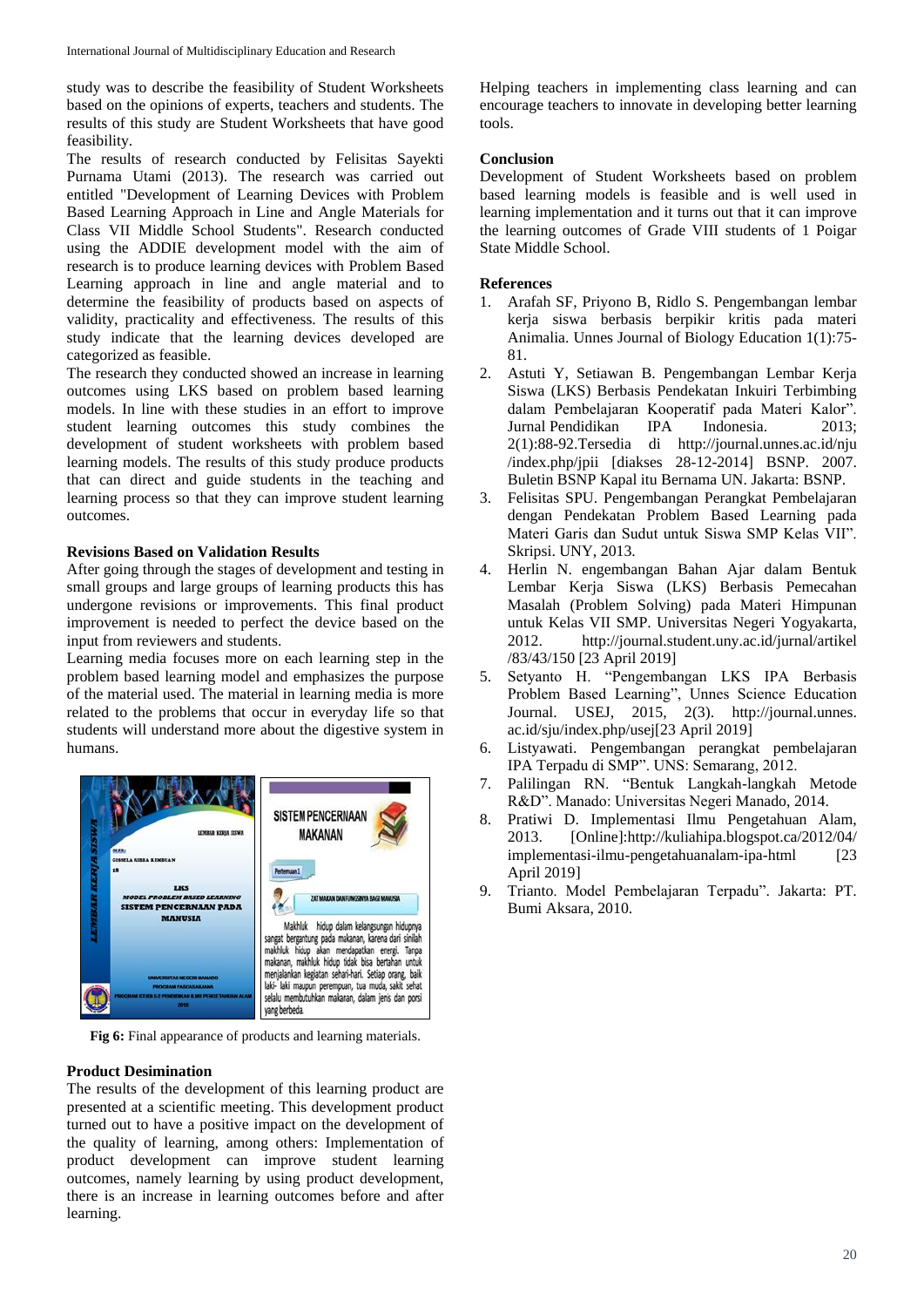study was to describe the feasibility of Student Worksheets based on the opinions of experts, teachers and students. The results of this study are Student Worksheets that have good feasibility.

The results of research conducted by Felisitas Sayekti Purnama Utami (2013). The research was carried out entitled "Development of Learning Devices with Problem Based Learning Approach in Line and Angle Materials for Class VII Middle School Students". Research conducted using the ADDIE development model with the aim of research is to produce learning devices with Problem Based Learning approach in line and angle material and to determine the feasibility of products based on aspects of validity, practicality and effectiveness. The results of this study indicate that the learning devices developed are categorized as feasible.

The research they conducted showed an increase in learning outcomes using LKS based on problem based learning models. In line with these studies in an effort to improve student learning outcomes this study combines the development of student worksheets with problem based learning models. The results of this study produce products that can direct and guide students in the teaching and learning process so that they can improve student learning outcomes.

### Revisions Based on Validation Results

After going through the stages of development and testing in small groups and large groups of learning products this has undergone revisions or improvements. This final product improvement is needed to perfect the device based on the input from reviewers and students.

Learning media focuses more on each learning step in the problem based learning model and emphasizes the purpose of the material used. The material in learning media is more related to the problems that occur in everyday life so that students will understand more about the digestive system in humans.

**Fig 6:** Final appearance of products and learning materials.

### Product Desimination

The results of the development of this learning product are presented at a scientific meeting. This development product turned out to have a positive impact on the development of the quality of learning, among others: Implementation of product development can improve student learning outcomes, namely learning by using product development, there is an increase in learning outcomes before and after learning.

Helping teachers in implementing class learning and can encourage teachers to innovate in developing better learning tools.

### Conclusion

Development of Student Worksheets based on problem based learning models is feasible and is well used in learning implementation and it turns out that it can improve the learning outcomes of Grade VIII students of 1 Poigar State Middle School.

### References

1. Arafah SF, Priyono B, Ridlo S. Pengembangan lembar kerja siswa berbasis berpikir kritis pada materi Animalia. Unnes Journal of Biology Education 1(1):75-81.
2. Astuti Y, Setiawan B. Pengembangan Lembar Kerja Siswa (LKS) Berbasis Pendekatan Inkuiri Terbimbing dalam Pembelajaran Kooperatif pada Materi Kalor". Jurnal Pendidikan IPA Indonesia. 2013; 2(1):88-92.Tersedia di http://journal.unnes.ac.id/nju /index.php/jpii [diakses 28-12-2014] BSNP. 2007. Buletin BSNP Kapal itu Bernama UN. Jakarta: BSNP.
3. Felisitas SPU. Pengembangan Perangkat Pembelajaran dengan Pendekatan Problem Based Learning pada Materi Garis dan Sudut untuk Siswa SMP Kelas VII". Skripsi. UNY, 2013.
4. Herlin N. engembangan Bahan Ajar dalam Bentuk Lembar Kerja Siswa (LKS) Berbasis Pemecahan Masalah (Problem Solving) pada Materi Himpunan untuk Kelas VII SMP. Universitas Negeri Yogyakarta, 2012. http://journal.student.uny.ac.id/jurnal/artikel /83/43/150 [23 April 2019]
5. Setyanto H. "Pengembangan LKS IPA Berbasis Problem Based Learning", Unnes Science Education Journal. USEJ, 2015, 2(3). http://journal.unnes. ac.id/sju/index.php/usej[23 April 2019]
6. Listyawati. Pengembangan perangkat pembelajaran IPA Terpadu di SMP". UNS: Semarang, 2012.
7. Palilingan RN. "Bentuk Langkah-langkah Metode R&D". Manado: Universitas Negeri Manado, 2014.
8. Pratiwi D. Implementasi Ilmu Pengetahuan Alam, 2013. [Online]:http://kuliahipa.blogspot.ca/2012/04/ implementasi-ilmu-pengetahuanalam-ipa-html [23 April 2019]
9. Trianto. Model Pembelajaran Terpadu". Jakarta: PT. Bumi Aksara, 2010.